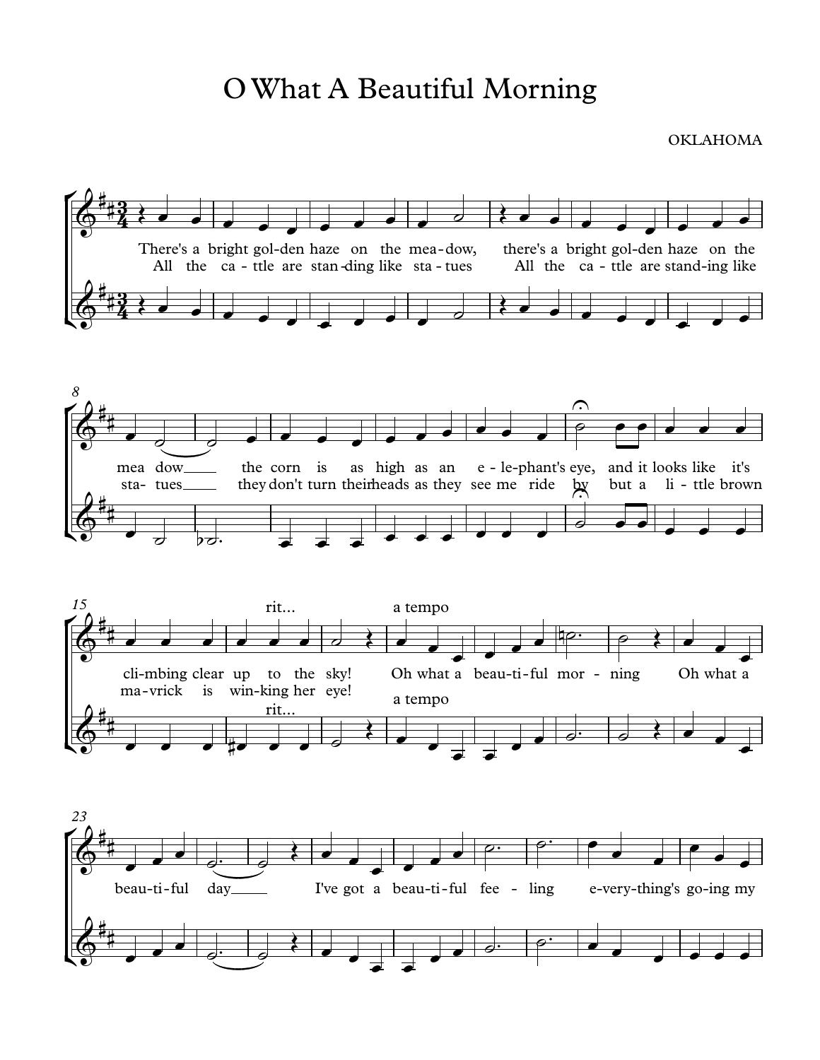# O What A Beautiful Morning

OKLAHOMA

There's a bright gol-den haze on the mea-dow, there's a bright gol-den haze on the mea dow the corn is as high as an e-le-phant's eye, and it looks like it's cli-mbing clear up to the sky! Oh what a beau-ti-ful mor-ning Oh what a beau-ti-ful day I've got a beau-ti-ful fee-ling e-very-thing's go-ing my

All the ca-ttle are stan-ding like sta-tues All the ca-ttle are stand-ing like sta- tues they don't turn their heads as they see me ride by but a li-ttle brown ma-vrick is win-king her eye!

rit... a tempo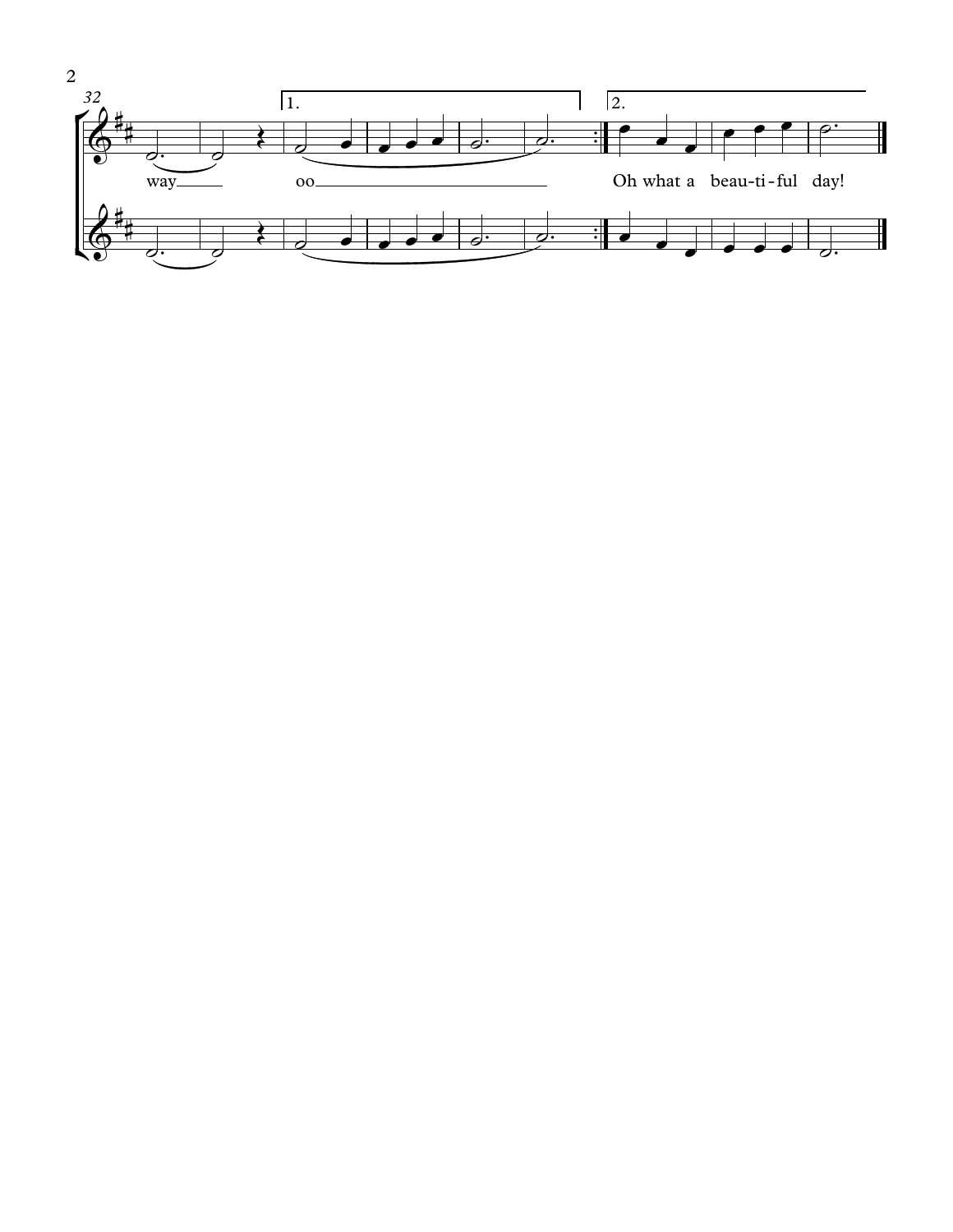32

1.

2.

way oo Oh what a beau-ti-ful day!